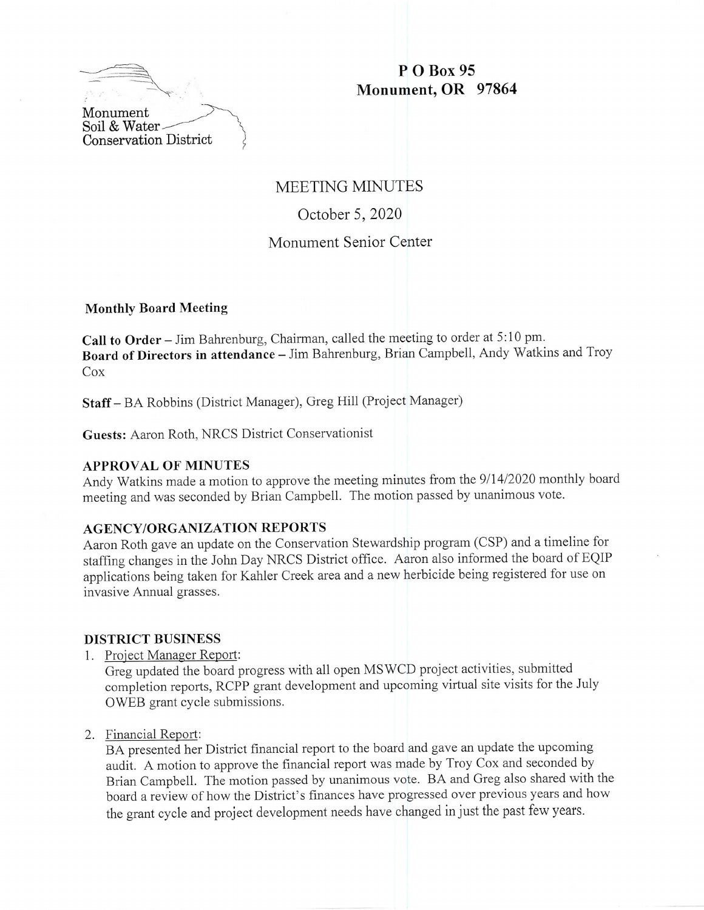Monument
Soil & Water
Conservation District

**P O Box 95**
**Monument, OR 97864**

# MEETING MINUTES

October 5, 2020

Monument Senior Center

**Monthly Board Meeting**

**Call to Order** – Jim Bahrenburg, Chairman, called the meeting to order at 5:10 pm.
**Board of Directors in attendance** – Jim Bahrenburg, Brian Campbell, Andy Watkins and Troy Cox

**Staff** – BA Robbins (District Manager), Greg Hill (Project Manager)

**Guests:** Aaron Roth, NRCS District Conservationist

### APPROVAL OF MINUTES

Andy Watkins made a motion to approve the meeting minutes from the 9/14/2020 monthly board meeting and was seconded by Brian Campbell. The motion passed by unanimous vote.

### AGENCY/ORGANIZATION REPORTS

Aaron Roth gave an update on the Conservation Stewardship program (CSP) and a timeline for staffing changes in the John Day NRCS District office. Aaron also informed the board of EQIP applications being taken for Kahler Creek area and a new herbicide being registered for use on invasive Annual grasses.

### DISTRICT BUSINESS

1. Project Manager Report:
   Greg updated the board progress with all open MSWCD project activities, submitted completion reports, RCPP grant development and upcoming virtual site visits for the July OWEB grant cycle submissions.

2. Financial Report:
   BA presented her District financial report to the board and gave an update the upcoming audit. A motion to approve the financial report was made by Troy Cox and seconded by Brian Campbell. The motion passed by unanimous vote. BA and Greg also shared with the board a review of how the District's finances have progressed over previous years and how the grant cycle and project development needs have changed in just the past few years.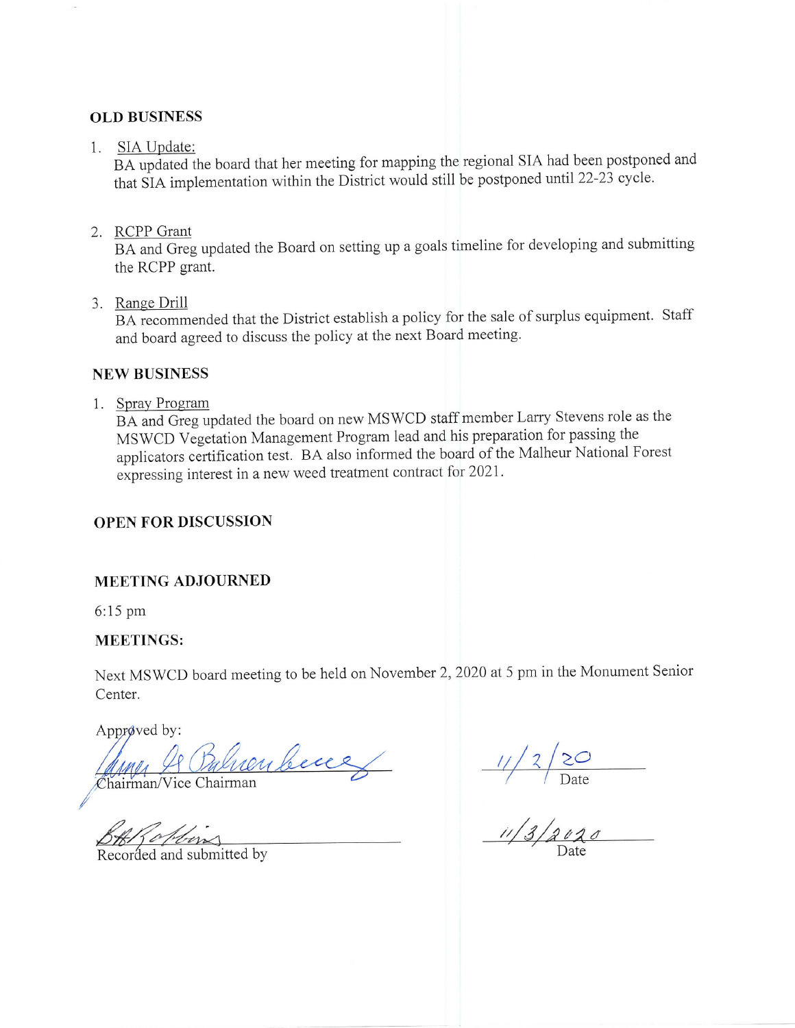**OLD BUSINESS**

1. SIA Update:
   BA updated the board that her meeting for mapping the regional SIA had been postponed and that SIA implementation within the District would still be postponed until 22-23 cycle.

2. RCPP Grant
   BA and Greg updated the Board on setting up a goals timeline for developing and submitting the RCPP grant.

3. Range Drill
   BA recommended that the District establish a policy for the sale of surplus equipment. Staff and board agreed to discuss the policy at the next Board meeting.

**NEW BUSINESS**

1. Spray Program
   BA and Greg updated the board on new MSWCD staff member Larry Stevens role as the MSWCD Vegetation Management Program lead and his preparation for passing the applicators certification test. BA also informed the board of the Malheur National Forest expressing interest in a new weed treatment contract for 2021.

**OPEN FOR DISCUSSION**

**MEETING ADJOURNED**

6:15 pm

**MEETINGS:**

Next MSWCD board meeting to be held on November 2, 2020 at 5 pm in the Monument Senior Center.

Approved by:

Chairman/Vice Chairman — Date: 11/2/20

Recorded and submitted by — Date: 11/3/2020